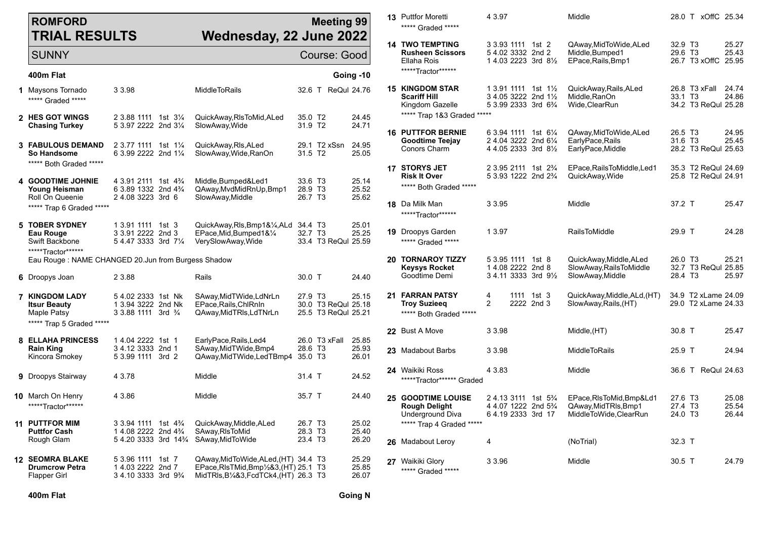# ROMFORD TRIAL RESULTS

**Meeting 99**
**Wednesday, 22 June 2022**

SUNNY — Course: Good

## 400m Flat — Going -10

**1** Maysons Tornado | 3 3.98 | MiddleToRails | 32.6 T ReQul 24.76
***** Graded *****

**2** **HES GOT WINGS** | 2 3.88 1111 1st 3¼ | QuickAway,RlsToMid,ALed | 35.0 T2 | 24.45
**Chasing Turkey** | 5 3.97 2222 2nd 3¼ | SlowAway,Wide | 31.9 T2 | 24.71

**3** **FABULOUS DEMAND** | 2 3.77 1111 1st 1¼ | QuickAway,Rls,ALed | 29.1 T2 xSsn | 24.95
**So Handsome** | 6 3.99 2222 2nd 1¼ | SlowAway,Wide,RanOn | 31.5 T2 | 25.05
***** Both Graded *****

**4** **GOODTIME JOHNIE** | 4 3.91 2111 1st 4¾ | Middle,Bumped&Led1 | 33.6 T3 | 25.14
**Young Heisman** | 6 3.89 1332 2nd 4¾ | QAway,MvdMidRnUp,Bmp1 | 28.9 T3 | 25.52
Roll On Queenie | 2 4.08 3223 3rd 6 | SlowAway,Middle | 26.7 T3 | 25.62
***** Trap 6 Graded *****

**5** **TOBER SYDNEY** | 1 3.91 1111 1st 3 | QuickAway,Rls,Bmp1&¼,ALd | 34.4 T3 | 25.01
**Eau Rouge** | 3 3.91 2222 2nd 3 | EPace,Mid,Bumped1&¼ | 32.7 T3 | 25.25
Swift Backbone | 5 4.47 3333 3rd 7¼ | VerySlowAway,Wide | 33.4 T3 ReQul 25.59
*****Tractor******
Eau Rouge : NAME CHANGED 20.Jun from Burgess Shadow

**6** Droopys Joan | 2 3.88 | Rails | 30.0 T | 24.40

**7** **KINGDOM LADY** | 5 4.02 2333 1st Nk | SAway,MidTWide,LdNrLn | 27.9 T3 | 25.15
**Itsur Beauty** | 1 3.94 3222 2nd Nk | EPace,Rails,ChlRnIn | 30.0 T3 ReQul 25.18
Maple Patsy | 3 3.88 1111 3rd ¾ | QAway,MidTRls,LdTNrLn | 25.5 T3 ReQul 25.21
***** Trap 5 Graded *****

**8** **ELLAHA PRINCESS** | 1 4.04 2222 1st 1 | EarlyPace,Rails,Led4 | 26.0 T3 xFall | 25.85
**Rain King** | 3 4.12 3333 2nd 1 | SAway,MidTWide,Bmp4 | 28.6 T3 | 25.93
Kincora Smokey | 5 3.99 1111 3rd 2 | QAway,MidTWide,LedTBmp4 | 35.0 T3 | 26.01

**9** Droopys Stairway | 4 3.78 | Middle | 31.4 T | 24.52

**10** March On Henry | 4 3.86 | Middle | 35.7 T | 24.40
*****Tractor******

**11** **PUTTFOR MIM** | 3 3.94 1111 1st 4¾ | QuickAway,Middle,ALed | 26.7 T3 | 25.02
**Puttfor Cash** | 1 4.08 2222 2nd 4¾ | SAway,RlsToMid | 28.3 T3 | 25.40
Rough Glam | 5 4.20 3333 3rd 14¾ | SAway,MidToWide | 23.4 T3 | 26.20

**12** **SEOMRA BLAKE** | 5 3.96 1111 1st 7 | QAway,MidToWide,ALed,(HT) | 34.4 T3 | 25.29
**Drumcrow Petra** | 1 4.03 2222 2nd 7 | EPace,RlsTMid,Bmp½&3,(HT) | 25.1 T3 | 25.85
Flapper Girl | 3 4.10 3333 3rd 9¾ | MidTRls,B¼&3,FcdTCk4,(HT) | 26.3 T3 | 26.07

## 400m Flat — Going N

**13** Puttfor Moretti | 4 3.97 | Middle | 28.0 T xOffC 25.34
***** Graded *****

**14** **TWO TEMPTING** | 3 3.93 1111 1st 2 | QAway,MidToWide,ALed | 32.9 T3 | 25.27
**Rusheen Scissors** | 5 4.02 3332 2nd 2 | Middle,Bumped1 | 29.6 T3 | 25.43
Ellaha Rois | 1 4.03 2223 3rd 8½ | EPace,Rails,Bmp1 | 26.7 T3 xOffC 25.95
*****Tractor******

**15** **KINGDOM STAR** | 1 3.91 1111 1st 1½ | QuickAway,Rails,ALed | 26.8 T3 xFall | 24.74
**Scariff Hill** | 3 4.05 3222 2nd 1½ | Middle,RanOn | 33.1 T3 | 24.86
Kingdom Gazelle | 5 3.99 2333 3rd 6¾ | Wide,ClearRun | 34.2 T3 ReQul 25.28
***** Trap 1&3 Graded *****

**16** **PUTTFOR BERNIE** | 6 3.94 1111 1st 6¼ | QAway,MidToWide,ALed | 26.5 T3 | 24.95
**Goodtime Teejay** | 2 4.04 3222 2nd 6¼ | EarlyPace,Rails | 31.6 T3 | 25.45
Conors Charm | 4 4.05 2333 3rd 8½ | EarlyPace,Middle | 28.2 T3 ReQul 25.63

**17** **STORYS JET** | 2 3.95 2111 1st 2¾ | EPace,RailsToMiddle,Led1 | 35.3 T2 ReQul 24.69
**Risk It Over** | 5 3.93 1222 2nd 2¾ | QuickAway,Wide | 25.8 T2 ReQul 24.91
***** Both Graded *****

**18** Da Milk Man | 3 3.95 | Middle | 37.2 T | 25.47
*****Tractor******

**19** Droopys Garden | 1 3.97 | RailsToMiddle | 29.9 T | 24.28
***** Graded *****

**20** **TORNAROY TIZZY** | 5 3.95 1111 1st 8 | QuickAway,Middle,ALed | 26.0 T3 | 25.21
**Keysys Rocket** | 1 4.08 2222 2nd 8 | SlowAway,RailsToMiddle | 32.7 T3 ReQul 25.85
Goodtime Demi | 3 4.11 3333 3rd 9½ | SlowAway,Middle | 28.4 T3 | 25.97

**21** **FARRAN PATSY** | 4 1111 1st 3 | QuickAway,Middle,ALd,(HT) | 34.9 T2 xLame 24.09
**Troy Suzieeq** | 2 2222 2nd 3 | SlowAway,Rails,(HT) | 29.0 T2 xLame 24.33
***** Both Graded *****

**22** Bust A Move | 3 3.98 | Middle,(HT) | 30.8 T | 25.47

**23** Madabout Barbs | 3 3.98 | MiddleToRails | 25.9 T | 24.94

**24** Waikiki Ross | 4 3.83 | Middle | 36.6 T ReQul 24.63
*****Tractor****** Graded

**25** **GOODTIME LOUISE** | 2 4.13 3111 1st 5¾ | EPace,RlsToMid,Bmp&Ld1 | 27.6 T3 | 25.08
**Rough Delight** | 4 4.07 1222 2nd 5¾ | QAway,MidTRls,Bmp1 | 27.4 T3 | 25.54
Underground Diva | 6 4.19 2333 3rd 17 | MiddleToWide,ClearRun | 24.0 T3 | 26.44
***** Trap 4 Graded *****

**26** Madabout Leroy | 4 | (NoTrial) | 32.3 T

**27** Waikiki Glory | 3 3.96 | Middle | 30.5 T | 24.79
***** Graded *****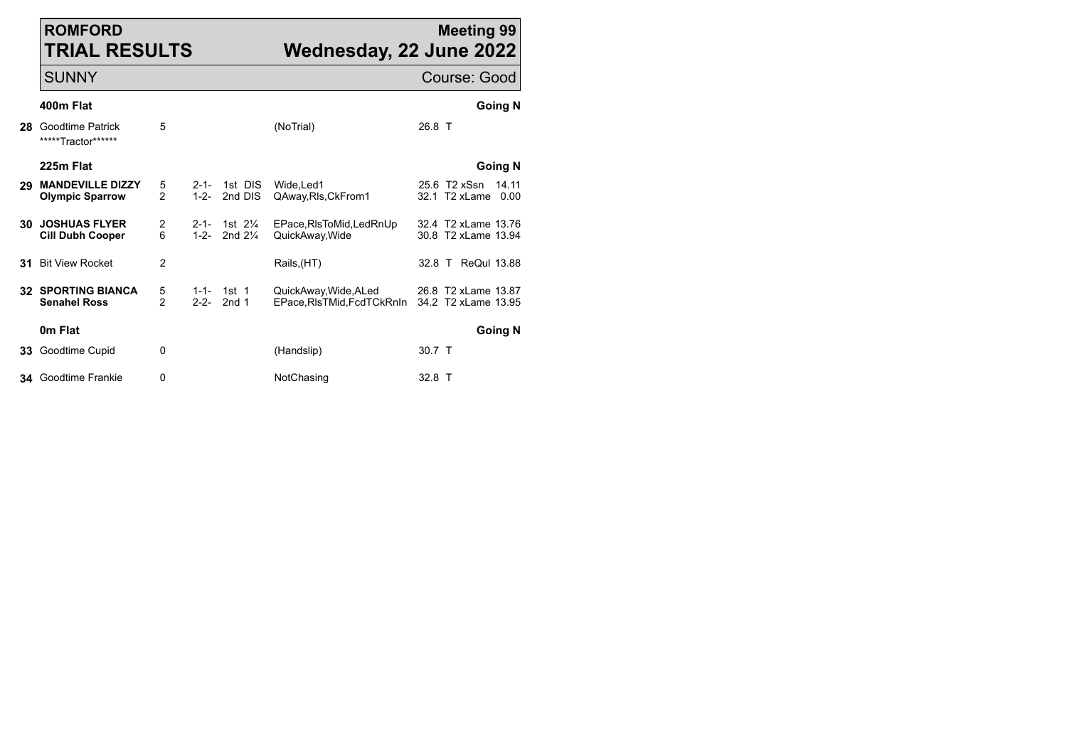# ROMFORD TRIAL RESULTS

## Meeting 99 — Wednesday, 22 June 2022

SUNNY — Course: Good

### 400m Flat — Going N

| | | | | | | |
|---|---|---|---|---|---|---|
| **28** | Goodtime Patrick *****Tractor****** | 5 | | | (NoTrial) | 26.8 T |

### 225m Flat — Going N

| | | | | | | |
|---|---|---|---|---|---|---|
| **29** | **MANDEVILLE DIZZY** | 5 | 2-1- | 1st DIS | Wide,Led1 | 25.6 T2 xSsn 14.11 |
| | **Olympic Sparrow** | 2 | 1-2- | 2nd DIS | QAway,Rls,CkFrom1 | 32.1 T2 xLame 0.00 |
| **30** | **JOSHUAS FLYER** | 2 | 2-1- | 1st 2¼ | EPace,RlsToMid,LedRnUp | 32.4 T2 xLame 13.76 |
| | **Cill Dubh Cooper** | 6 | 1-2- | 2nd 2¼ | QuickAway,Wide | 30.8 T2 xLame 13.94 |
| **31** | Bit View Rocket | 2 | | | Rails,(HT) | 32.8 T ReQul 13.88 |
| **32** | **SPORTING BIANCA** | 5 | 1-1- | 1st 1 | QuickAway,Wide,ALed | 26.8 T2 xLame 13.87 |
| | **Senahel Ross** | 2 | 2-2- | 2nd 1 | EPace,RlsTMid,FcdTCkRnIn | 34.2 T2 xLame 13.95 |

### 0m Flat — Going N

| | | | | | | |
|---|---|---|---|---|---|---|
| **33** | Goodtime Cupid | 0 | | | (Handslip) | 30.7 T |
| **34** | Goodtime Frankie | 0 | | | NotChasing | 32.8 T |